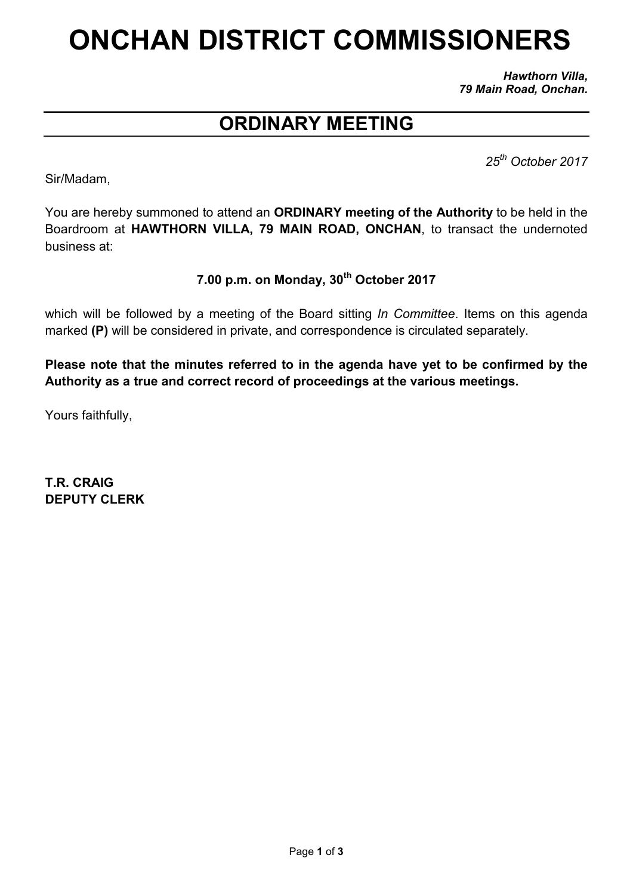# ONCHAN DISTRICT COMMISSIONERS

***Hawthorn Villa,***
***79 Main Road, Onchan.***

## ORDINARY MEETING

*25th October 2017*

Sir/Madam,

You are hereby summoned to attend an **ORDINARY meeting of the Authority** to be held in the Boardroom at **HAWTHORN VILLA, 79 MAIN ROAD, ONCHAN**, to transact the undernoted business at:

**7.00 p.m. on Monday, 30th October 2017**

which will be followed by a meeting of the Board sitting *In Committee*. Items on this agenda marked **(P)** will be considered in private, and correspondence is circulated separately.

**Please note that the minutes referred to in the agenda have yet to be confirmed by the Authority as a true and correct record of proceedings at the various meetings.**

Yours faithfully,

**T.R. CRAIG**
**DEPUTY CLERK**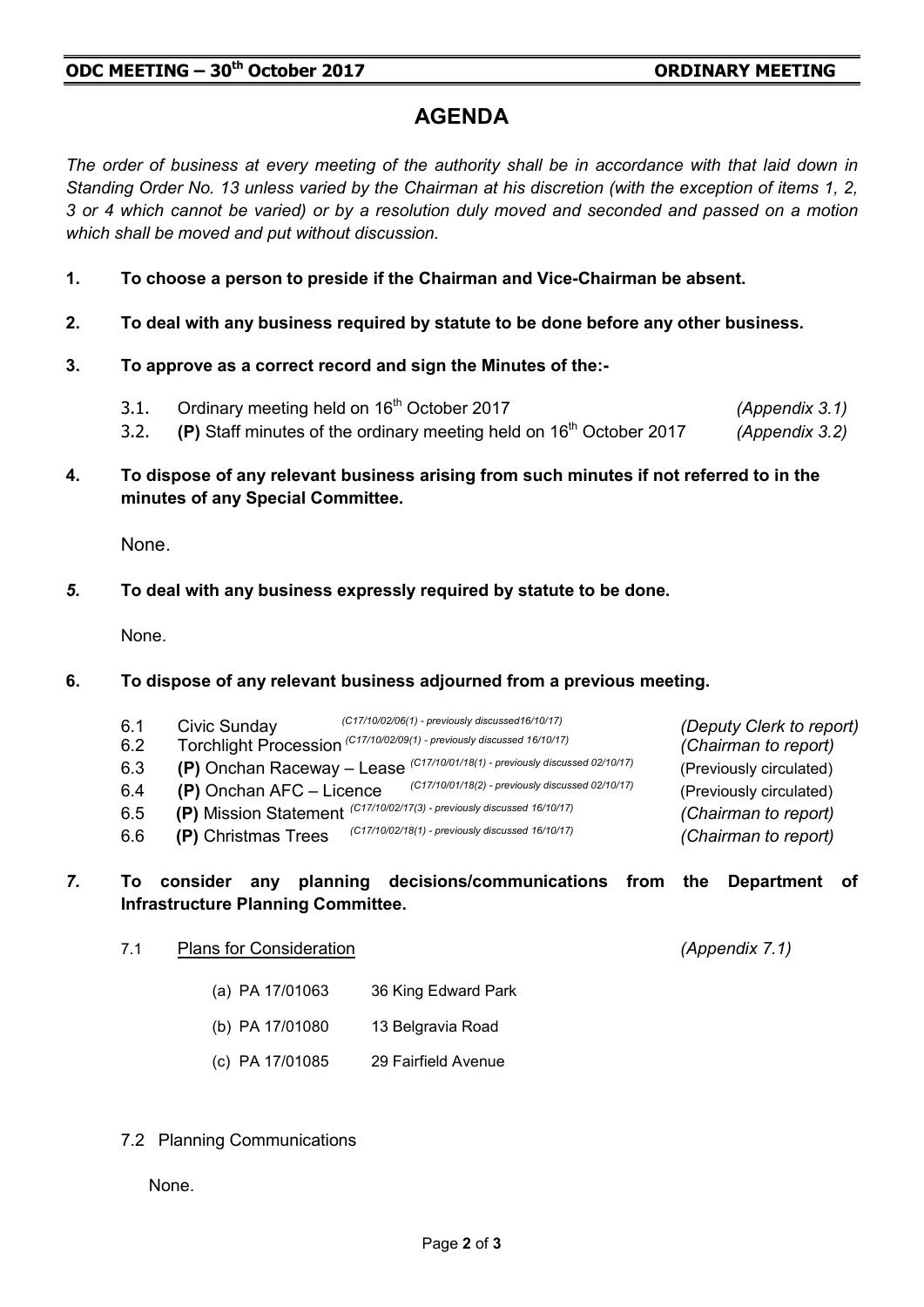**ODC MEETING – 30th October 2017** **ORDINARY MEETING**

# AGENDA

*The order of business at every meeting of the authority shall be in accordance with that laid down in Standing Order No. 13 unless varied by the Chairman at his discretion (with the exception of items 1, 2, 3 or 4 which cannot be varied) or by a resolution duly moved and seconded and passed on a motion which shall be moved and put without discussion.*

**1. To choose a person to preside if the Chairman and Vice-Chairman be absent.**

**2. To deal with any business required by statute to be done before any other business.**

**3. To approve as a correct record and sign the Minutes of the:-**

3.1. Ordinary meeting held on 16th October 2017 *(Appendix 3.1)*

3.2. **(P)** Staff minutes of the ordinary meeting held on 16th October 2017 *(Appendix 3.2)*

**4. To dispose of any relevant business arising from such minutes if not referred to in the minutes of any Special Committee.**

None.

***5.* To deal with any business expressly required by statute to be done.**

None.

**6. To dispose of any relevant business adjourned from a previous meeting.**

| | | | |
|---|---|---|---|
| 6.1 | Civic Sunday *(C17/10/02/06(1) - previously discussed16/10/17)* | *(Deputy Clerk to report)* |
| 6.2 | Torchlight Procession *(C17/10/02/09(1) - previously discussed 16/10/17)* | *(Chairman to report)* |
| 6.3 | **(P)** Onchan Raceway – Lease *(C17/10/01/18(1) - previously discussed 02/10/17)* | (Previously circulated) |
| 6.4 | **(P)** Onchan AFC – Licence *(C17/10/01/18(2) - previously discussed 02/10/17)* | (Previously circulated) |
| 6.5 | **(P)** Mission Statement *(C17/10/02/17(3) - previously discussed 16/10/17)* | *(Chairman to report)* |
| 6.6 | **(P)** Christmas Trees *(C17/10/02/18(1) - previously discussed 16/10/17)* | *(Chairman to report)* |

***7.* To consider any planning decisions/communications from the Department of Infrastructure Planning Committee.**

7.1 Plans for Consideration *(Appendix 7.1)*

(a) PA 17/01063 36 King Edward Park

(b) PA 17/01080 13 Belgravia Road

(c) PA 17/01085 29 Fairfield Avenue

7.2 Planning Communications

None.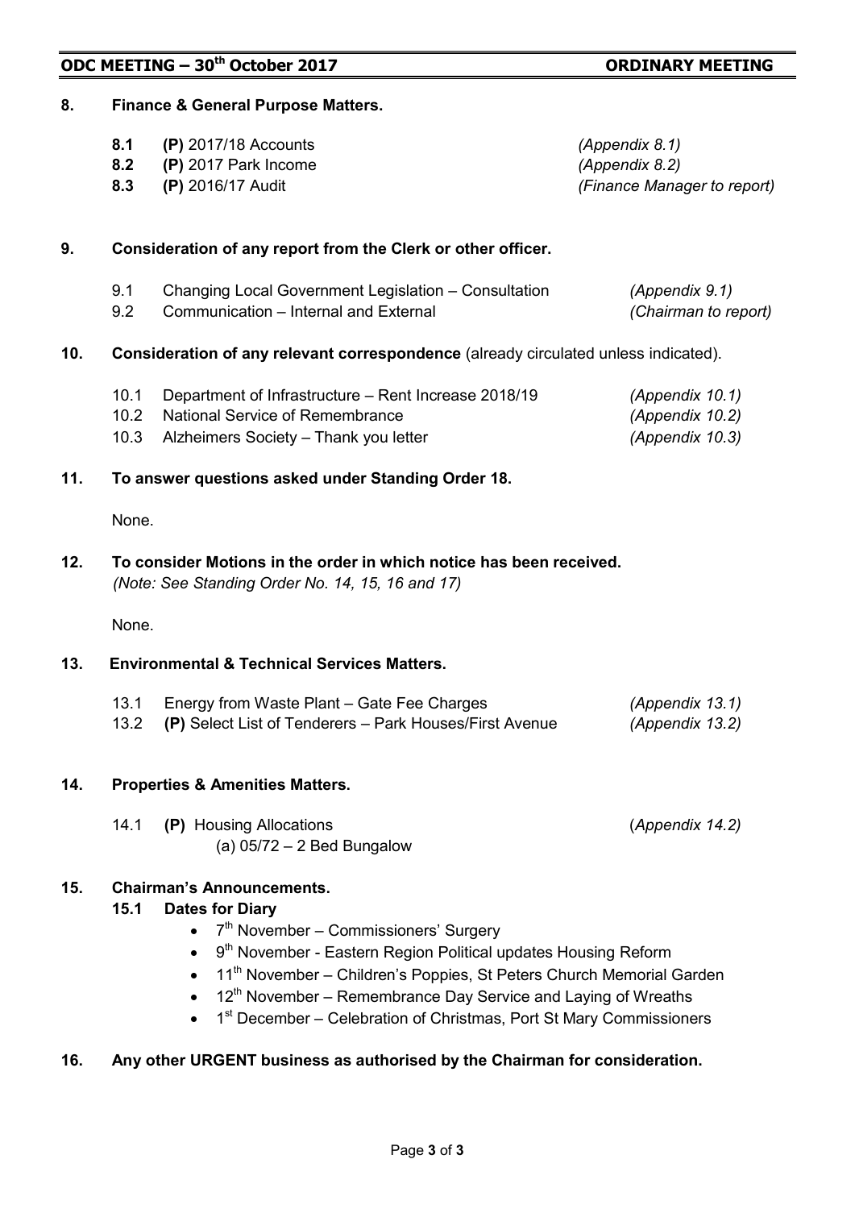**ODC MEETING – 30th October 2017** **ORDINARY MEETING**

**8. Finance & General Purpose Matters.**

- **8.1** **(P)** 2017/18 Accounts *(Appendix 8.1)*
- **8.2** **(P)** 2017 Park Income *(Appendix 8.2)*
- **8.3** **(P)** 2016/17 Audit *(Finance Manager to report)*

**9. Consideration of any report from the Clerk or other officer.**

- 9.1 Changing Local Government Legislation – Consultation *(Appendix 9.1)*
- 9.2 Communication – Internal and External *(Chairman to report)*

**10. Consideration of any relevant correspondence** (already circulated unless indicated).

- 10.1 Department of Infrastructure – Rent Increase 2018/19 *(Appendix 10.1)*
- 10.2 National Service of Remembrance *(Appendix 10.2)*
- 10.3 Alzheimers Society – Thank you letter *(Appendix 10.3)*

**11. To answer questions asked under Standing Order 18.**

None.

**12. To consider Motions in the order in which notice has been received.**
*(Note: See Standing Order No. 14, 15, 16 and 17)*

None.

**13. Environmental & Technical Services Matters.**

- 13.1 Energy from Waste Plant – Gate Fee Charges *(Appendix 13.1)*
- 13.2 **(P)** Select List of Tenderers – Park Houses/First Avenue *(Appendix 13.2)*

**14. Properties & Amenities Matters.**

- 14.1 **(P)** Housing Allocations (*Appendix 14.2)*
  (a) 05/72 – 2 Bed Bungalow

**15. Chairman's Announcements.**

**15.1 Dates for Diary**

- 7th November – Commissioners' Surgery
- 9th November - Eastern Region Political updates Housing Reform
- 11th November – Children's Poppies, St Peters Church Memorial Garden
- 12th November – Remembrance Day Service and Laying of Wreaths
- 1st December – Celebration of Christmas, Port St Mary Commissioners

**16. Any other URGENT business as authorised by the Chairman for consideration.**